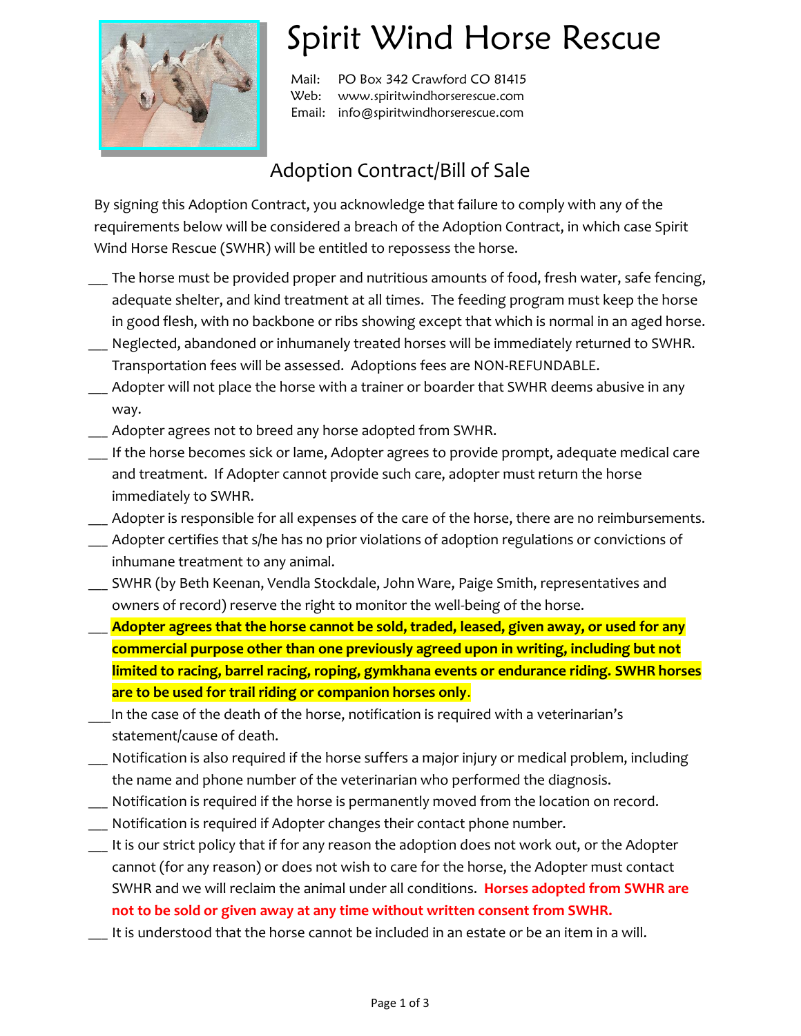# Spirit Wind Horse Rescue

Mail: PO Box 342 Crawford CO 81415
Web: www.spiritwindhorserescue.com
Email: info@spiritwindhorserescue.com

## Adoption Contract/Bill of Sale

By signing this Adoption Contract, you acknowledge that failure to comply with any of the requirements below will be considered a breach of the Adoption Contract, in which case Spirit Wind Horse Rescue (SWHR) will be entitled to repossess the horse.

___ The horse must be provided proper and nutritious amounts of food, fresh water, safe fencing, adequate shelter, and kind treatment at all times. The feeding program must keep the horse in good flesh, with no backbone or ribs showing except that which is normal in an aged horse.

___ Neglected, abandoned or inhumanely treated horses will be immediately returned to SWHR. Transportation fees will be assessed. Adoptions fees are NON-REFUNDABLE.

___ Adopter will not place the horse with a trainer or boarder that SWHR deems abusive in any way.

___ Adopter agrees not to breed any horse adopted from SWHR.

___ If the horse becomes sick or lame, Adopter agrees to provide prompt, adequate medical care and treatment. If Adopter cannot provide such care, adopter must return the horse immediately to SWHR.

___ Adopter is responsible for all expenses of the care of the horse, there are no reimbursements.

___ Adopter certifies that s/he has no prior violations of adoption regulations or convictions of inhumane treatment to any animal.

___ SWHR (by Beth Keenan, Vendla Stockdale, John Ware, Paige Smith, representatives and owners of record) reserve the right to monitor the well-being of the horse.

___ **Adopter agrees that the horse cannot be sold, traded, leased, given away, or used for any commercial purpose other than one previously agreed upon in writing, including but not limited to racing, barrel racing, roping, gymkhana events or endurance riding. SWHR horses are to be used for trail riding or companion horses only**.

___In the case of the death of the horse, notification is required with a veterinarian's statement/cause of death.

___ Notification is also required if the horse suffers a major injury or medical problem, including the name and phone number of the veterinarian who performed the diagnosis.

___ Notification is required if the horse is permanently moved from the location on record.

___ Notification is required if Adopter changes their contact phone number.

___ It is our strict policy that if for any reason the adoption does not work out, or the Adopter cannot (for any reason) or does not wish to care for the horse, the Adopter must contact SWHR and we will reclaim the animal under all conditions. **Horses adopted from SWHR are not to be sold or given away at any time without written consent from SWHR.**

___ It is understood that the horse cannot be included in an estate or be an item in a will.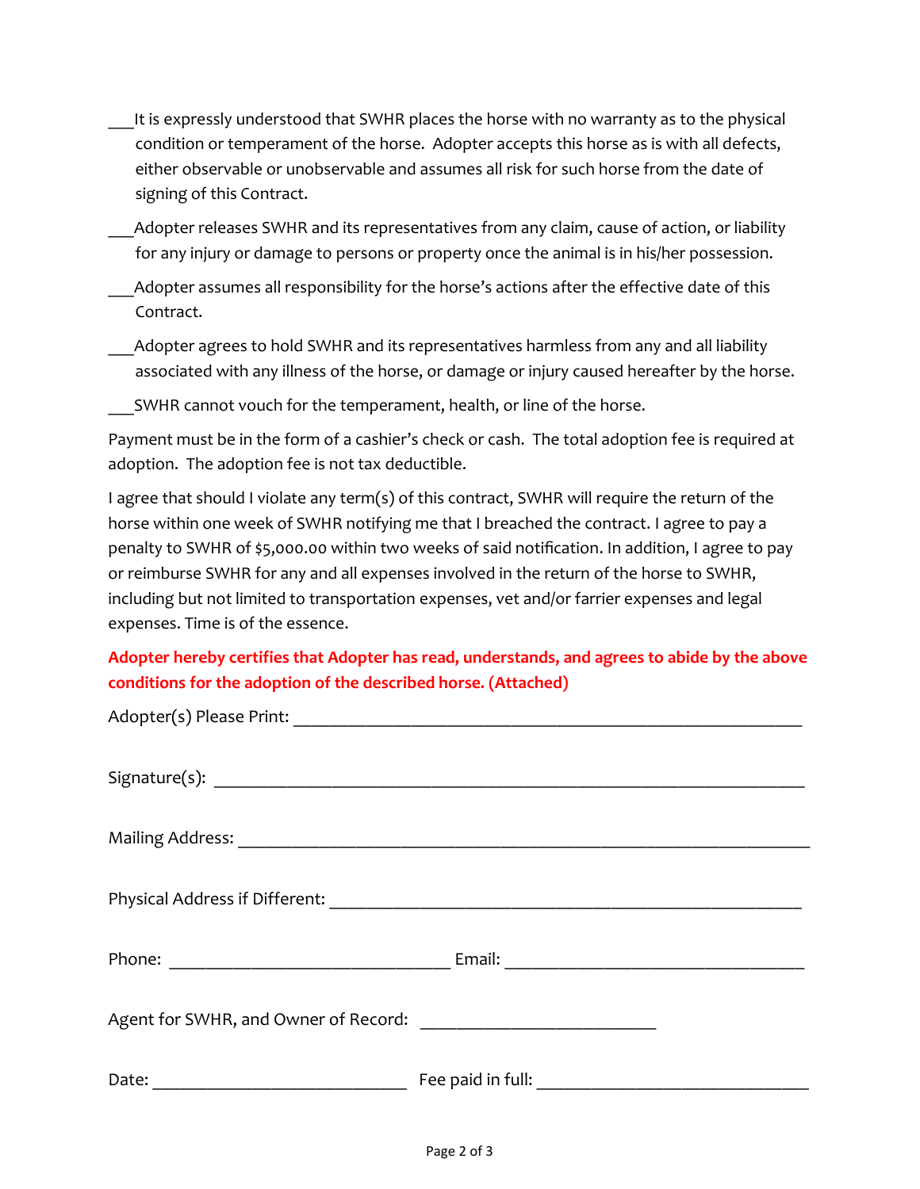___It is expressly understood that SWHR places the horse with no warranty as to the physical condition or temperament of the horse. Adopter accepts this horse as is with all defects, either observable or unobservable and assumes all risk for such horse from the date of signing of this Contract.

___Adopter releases SWHR and its representatives from any claim, cause of action, or liability for any injury or damage to persons or property once the animal is in his/her possession.

___Adopter assumes all responsibility for the horse's actions after the effective date of this Contract.

___Adopter agrees to hold SWHR and its representatives harmless from any and all liability associated with any illness of the horse, or damage or injury caused hereafter by the horse.

___SWHR cannot vouch for the temperament, health, or line of the horse.

Payment must be in the form of a cashier's check or cash. The total adoption fee is required at adoption. The adoption fee is not tax deductible.

I agree that should I violate any term(s) of this contract, SWHR will require the return of the horse within one week of SWHR notifying me that I breached the contract. I agree to pay a penalty to SWHR of $5,000.00 within two weeks of said notification. In addition, I agree to pay or reimburse SWHR for any and all expenses involved in the return of the horse to SWHR, including but not limited to transportation expenses, vet and/or farrier expenses and legal expenses. Time is of the essence.

**Adopter hereby certifies that Adopter has read, understands, and agrees to abide by the above conditions for the adoption of the described horse. (Attached)**

Adopter(s) Please Print: ____________________________________________________________

Signature(s): ______________________________________________________________________

Mailing Address: ___________________________________________________________________

Physical Address if Different: _______________________________________________________

Phone: _________________________________ Email: __________________________________

Agent for SWHR, and Owner of Record: ___________________________

Date: ______________________________ Fee paid in full: ________________________________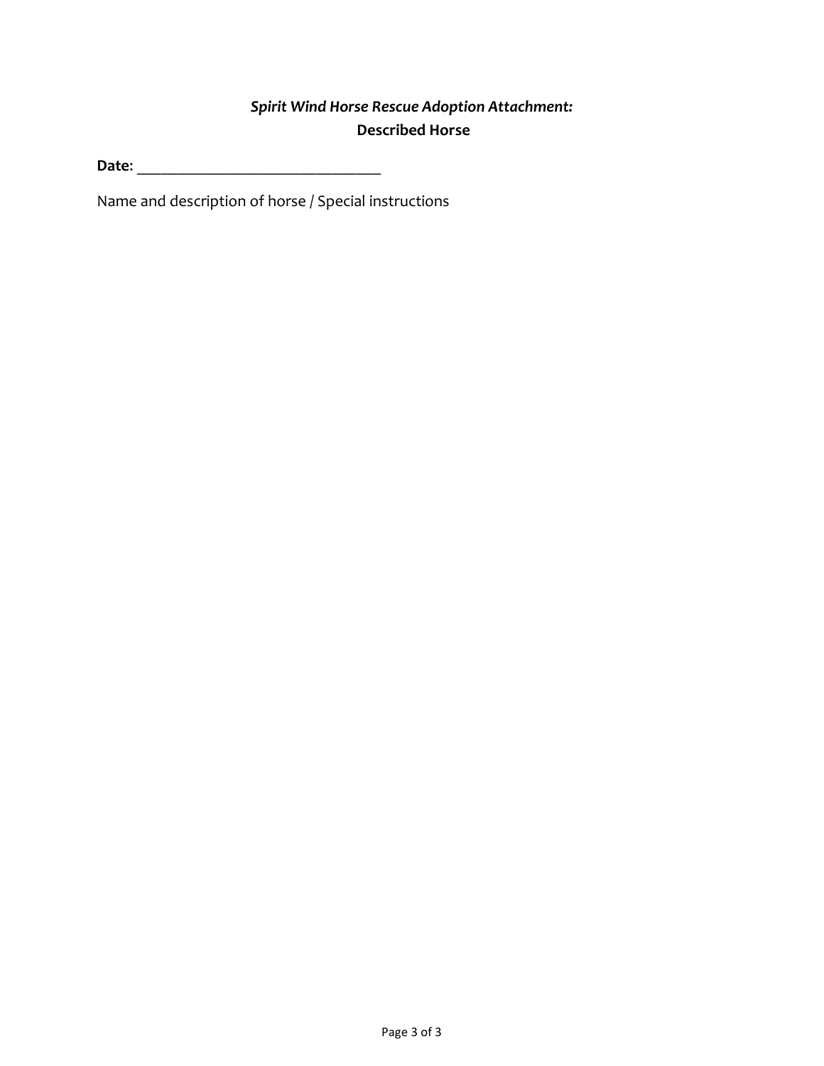## *Spirit Wind Horse Rescue Adoption Attachment:*
## **Described Horse**

**Date:** ______________________________

Name and description of horse / Special instructions